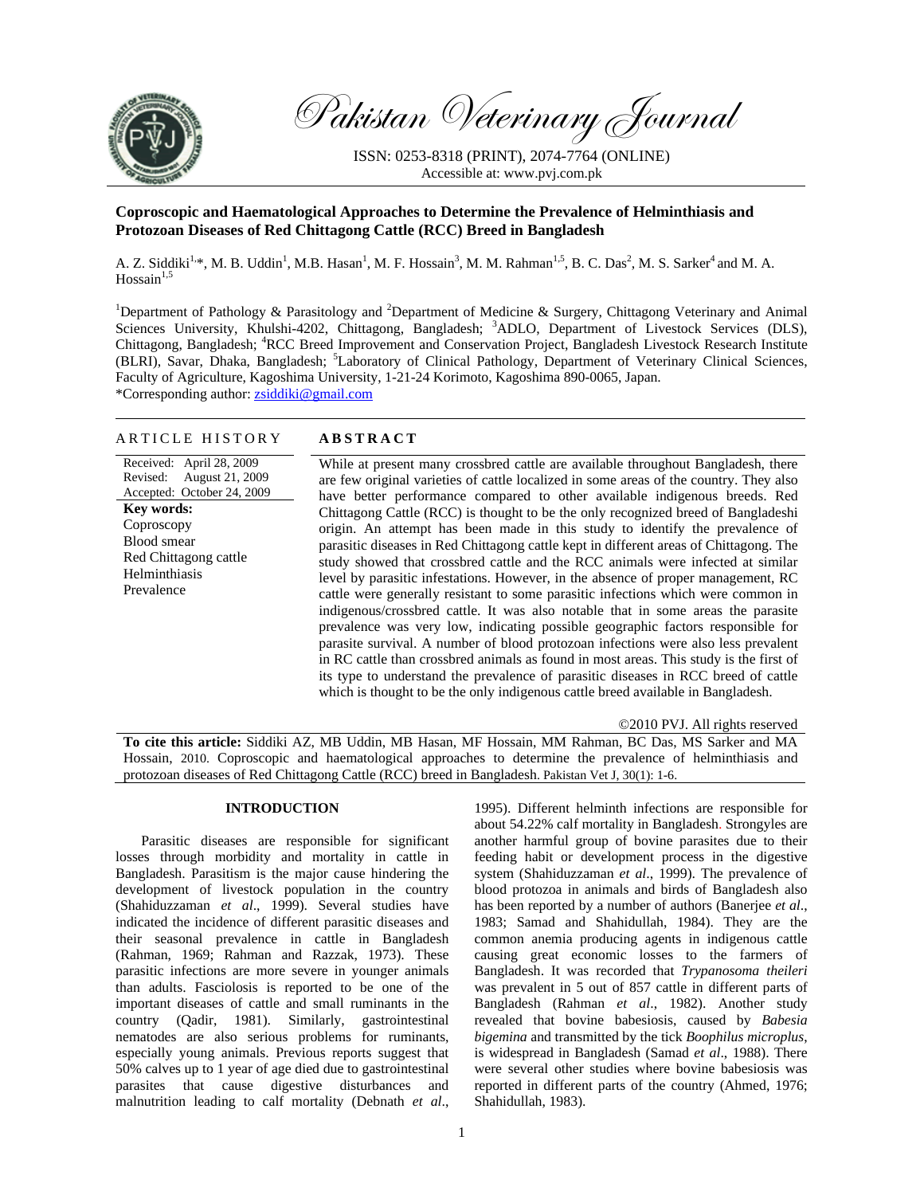# Pakistan Veterinary Journal

ISSN: 0253-8318 (PRINT), 2074-7764 (ONLINE)
Accessible at: www.pvj.com.pk

## Coproscopic and Haematological Approaches to Determine the Prevalence of Helminthiasis and Protozoan Diseases of Red Chittagong Cattle (RCC) Breed in Bangladesh

A. Z. Siddiki[1,*], M. B. Uddin[1], M.B. Hasan[1], M. F. Hossain[3], M. M. Rahman[1,5], B. C. Das[2], M. S. Sarker[4] and M. A. Hossain[1,5]

[1]Department of Pathology & Parasitology and [2]Department of Medicine & Surgery, Chittagong Veterinary and Animal Sciences University, Khulshi-4202, Chittagong, Bangladesh; [3]ADLO, Department of Livestock Services (DLS), Chittagong, Bangladesh; [4]RCC Breed Improvement and Conservation Project, Bangladesh Livestock Research Institute (BLRI), Savar, Dhaka, Bangladesh; [5]Laboratory of Clinical Pathology, Department of Veterinary Clinical Sciences, Faculty of Agriculture, Kagoshima University, 1-21-24 Korimoto, Kagoshima 890-0065, Japan.
*Corresponding author: zsiddiki@gmail.com

### ARTICLE HISTORY

Received: April 28, 2009
Revised: August 21, 2009
Accepted: October 24, 2009

**Key words:**
Coproscopy
Blood smear
Red Chittagong cattle
Helminthiasis
Prevalence

### ABSTRACT

While at present many crossbred cattle are available throughout Bangladesh, there are few original varieties of cattle localized in some areas of the country. They also have better performance compared to other available indigenous breeds. Red Chittagong Cattle (RCC) is thought to be the only recognized breed of Bangladeshi origin. An attempt has been made in this study to identify the prevalence of parasitic diseases in Red Chittagong cattle kept in different areas of Chittagong. The study showed that crossbred cattle and the RCC animals were infected at similar level by parasitic infestations. However, in the absence of proper management, RC cattle were generally resistant to some parasitic infections which were common in indigenous/crossbred cattle. It was also notable that in some areas the parasite prevalence was very low, indicating possible geographic factors responsible for parasite survival. A number of blood protozoan infections were also less prevalent in RC cattle than crossbred animals as found in most areas. This study is the first of its type to understand the prevalence of parasitic diseases in RCC breed of cattle which is thought to be the only indigenous cattle breed available in Bangladesh.

©2010 PVJ. All rights reserved

**To cite this article:** Siddiki AZ, MB Uddin, MB Hasan, MF Hossain, MM Rahman, BC Das, MS Sarker and MA Hossain, 2010. Coproscopic and haematological approaches to determine the prevalence of helminthiasis and protozoan diseases of Red Chittagong Cattle (RCC) breed in Bangladesh. Pakistan Vet J, 30(1): 1-6.

## INTRODUCTION

Parasitic diseases are responsible for significant losses through morbidity and mortality in cattle in Bangladesh. Parasitism is the major cause hindering the development of livestock population in the country (Shahiduzzaman *et al*., 1999). Several studies have indicated the incidence of different parasitic diseases and their seasonal prevalence in cattle in Bangladesh (Rahman, 1969; Rahman and Razzak, 1973). These parasitic infections are more severe in younger animals than adults. Fasciolosis is reported to be one of the important diseases of cattle and small ruminants in the country (Qadir, 1981). Similarly, gastrointestinal nematodes are also serious problems for ruminants, especially young animals. Previous reports suggest that 50% calves up to 1 year of age died due to gastrointestinal parasites that cause digestive disturbances and malnutrition leading to calf mortality (Debnath *et al*., 1995). Different helminth infections are responsible for about 54.22% calf mortality in Bangladesh. Strongyles are another harmful group of bovine parasites due to their feeding habit or development process in the digestive system (Shahiduzzaman *et al*., 1999). The prevalence of blood protozoa in animals and birds of Bangladesh also has been reported by a number of authors (Banerjee *et al*., 1983; Samad and Shahidullah, 1984). They are the common anemia producing agents in indigenous cattle causing great economic losses to the farmers of Bangladesh. It was recorded that *Trypanosoma theileri* was prevalent in 5 out of 857 cattle in different parts of Bangladesh (Rahman *et al*., 1982). Another study revealed that bovine babesiosis, caused by *Babesia bigemina* and transmitted by the tick *Boophilus microplus*, is widespread in Bangladesh (Samad *et al*., 1988). There were several other studies where bovine babesiosis was reported in different parts of the country (Ahmed, 1976; Shahidullah, 1983).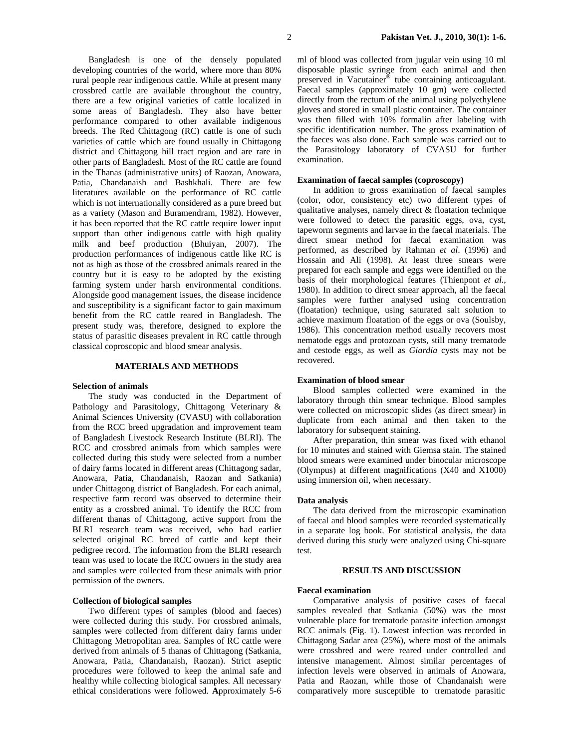Bangladesh is one of the densely populated developing countries of the world, where more than 80% rural people rear indigenous cattle. While at present many crossbred cattle are available throughout the country, there are a few original varieties of cattle localized in some areas of Bangladesh. They also have better performance compared to other available indigenous breeds. The Red Chittagong (RC) cattle is one of such varieties of cattle which are found usually in Chittagong district and Chittagong hill tract region and are rare in other parts of Bangladesh. Most of the RC cattle are found in the Thanas (administrative units) of Raozan, Anowara, Patia, Chandanaish and Bashkhali. There are few literatures available on the performance of RC cattle which is not internationally considered as a pure breed but as a variety (Mason and Buramendram, 1982). However, it has been reported that the RC cattle require lower input support than other indigenous cattle with high quality milk and beef production (Bhuiyan, 2007). The production performances of indigenous cattle like RC is not as high as those of the crossbred animals reared in the country but it is easy to be adopted by the existing farming system under harsh environmental conditions. Alongside good management issues, the disease incidence and susceptibility is a significant factor to gain maximum benefit from the RC cattle reared in Bangladesh. The present study was, therefore, designed to explore the status of parasitic diseases prevalent in RC cattle through classical coproscopic and blood smear analysis.

## MATERIALS AND METHODS

### Selection of animals

The study was conducted in the Department of Pathology and Parasitology, Chittagong Veterinary & Animal Sciences University (CVASU) with collaboration from the RCC breed upgradation and improvement team of Bangladesh Livestock Research Institute (BLRI). The RCC and crossbred animals from which samples were collected during this study were selected from a number of dairy farms located in different areas (Chittagong sadar, Anowara, Patia, Chandanaish, Raozan and Satkania) under Chittagong district of Bangladesh. For each animal, respective farm record was observed to determine their entity as a crossbred animal. To identify the RCC from different thanas of Chittagong, active support from the BLRI research team was received, who had earlier selected original RC breed of cattle and kept their pedigree record. The information from the BLRI research team was used to locate the RCC owners in the study area and samples were collected from these animals with prior permission of the owners.

### Collection of biological samples

Two different types of samples (blood and faeces) were collected during this study. For crossbred animals, samples were collected from different dairy farms under Chittagong Metropolitan area. Samples of RC cattle were derived from animals of 5 thanas of Chittagong (Satkania, Anowara, Patia, Chandanaish, Raozan). Strict aseptic procedures were followed to keep the animal safe and healthy while collecting biological samples. All necessary ethical considerations were followed. **A**pproximately 5-6 ml of blood was collected from jugular vein using 10 ml disposable plastic syringe from each animal and then preserved in Vacutainer® tube containing anticoagulant. Faecal samples (approximately 10 gm) were collected directly from the rectum of the animal using polyethylene gloves and stored in small plastic container. The container was then filled with 10% formalin after labeling with specific identification number. The gross examination of the faeces was also done. Each sample was carried out to the Parasitology laboratory of CVASU for further examination.

### Examination of faecal samples (coproscopy)

In addition to gross examination of faecal samples (color, odor, consistency etc) two different types of qualitative analyses, namely direct & floatation technique were followed to detect the parasitic eggs, ova, cyst, tapeworm segments and larvae in the faecal materials. The direct smear method for faecal examination was performed, as described by Rahman *et al*. (1996) and Hossain and Ali (1998). At least three smears were prepared for each sample and eggs were identified on the basis of their morphological features (Thienpont *et al*., 1980). In addition to direct smear approach, all the faecal samples were further analysed using concentration (floatation) technique, using saturated salt solution to achieve maximum floatation of the eggs or ova (Soulsby, 1986). This concentration method usually recovers most nematode eggs and protozoan cysts, still many trematode and cestode eggs, as well as *Giardia* cysts may not be recovered.

### Examination of blood smear

Blood samples collected were examined in the laboratory through thin smear technique. Blood samples were collected on microscopic slides (as direct smear) in duplicate from each animal and then taken to the laboratory for subsequent staining.

After preparation, thin smear was fixed with ethanol for 10 minutes and stained with Giemsa stain. The stained blood smears were examined under binocular microscope (Olympus) at different magnifications (X40 and X1000) using immersion oil, when necessary.

### Data analysis

The data derived from the microscopic examination of faecal and blood samples were recorded systematically in a separate log book. For statistical analysis, the data derived during this study were analyzed using Chi-square test.

## RESULTS AND DISCUSSION

### Faecal examination

Comparative analysis of positive cases of faecal samples revealed that Satkania (50%) was the most vulnerable place for trematode parasite infection amongst RCC animals (Fig. 1). Lowest infection was recorded in Chittagong Sadar area (25%), where most of the animals were crossbred and were reared under controlled and intensive management. Almost similar percentages of infection levels were observed in animals of Anowara, Patia and Raozan, while those of Chandanaish were comparatively more susceptible to trematode parasitic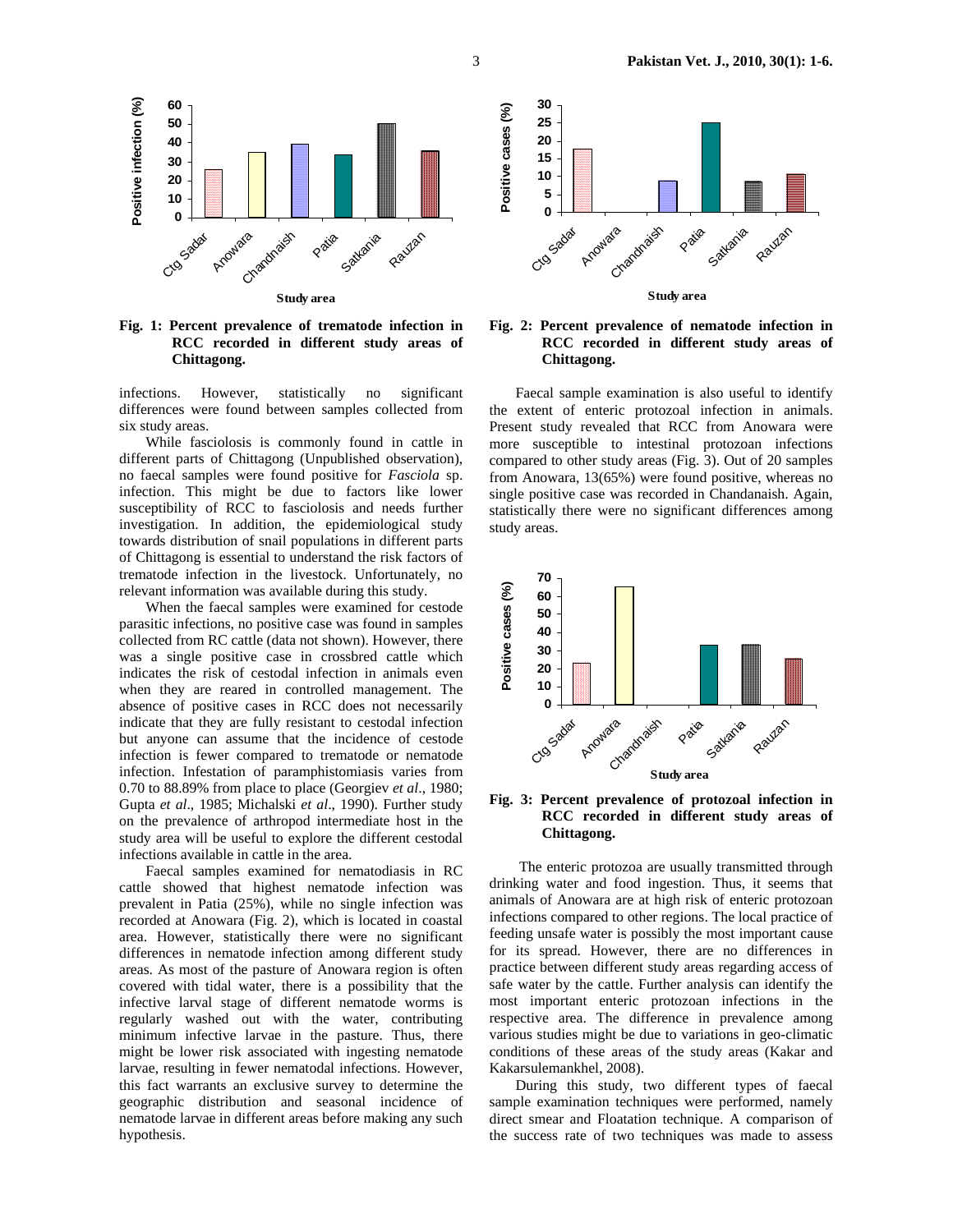Fig. 1: Percent prevalence of trematode infection in RCC recorded in different study areas of Chittagong.

infections. However, statistically no significant differences were found between samples collected from six study areas.

While fasciolosis is commonly found in cattle in different parts of Chittagong (Unpublished observation), no faecal samples were found positive for *Fasciola* sp. infection. This might be due to factors like lower susceptible of RCC to fasciolosis and needs further investigation. In addition, the epidemiological study towards distribution of snail populations in different parts of Chittagong is essential to understand the risk factors of trematode infection in the livestock. Unfortunately, no relevant information was available during this study.

When the faecal samples were examined for cestode parasitic infections, no positive case was found in samples collected from RC cattle (data not shown). However, there was a single positive case in crossbred cattle which indicates the risk of cestodal infection in animals even when they are reared in controlled management. The absence of positive cases in RCC does not necessarily indicate that they are fully resistant to cestodal infection but anyone can assume that the incidence of cestode infection is fewer compared to trematode or nematode infection. Infestation of paramphistomiasis varies from 0.70 to 88.89% from place to place (Georgiev *et al*., 1980; Gupta *et al*., 1985; Michalski *et al*., 1990). Further study on the prevalence of arthropod intermediate host in the study area will be useful to explore the different cestodal infections available in cattle in the area.

Faecal samples examined for nematodiasis in RC cattle showed that highest nematode infection was prevalent in Patia (25%), while no single infection was recorded at Anowara (Fig. 2), which is located in coastal area. However, statistically there were no significant differences in nematode infection among different study areas. As most of the pasture of Anowara region is often covered with tidal water, there is a possibility that the infective larval stage of different nematode worms is regularly washed out with the water, contributing minimum infective larvae in the pasture. Thus, there might be lower risk associated with ingesting nematode larvae, resulting in fewer nematodal infections. However, this fact warrants an exclusive survey to determine the geographic distribution and seasonal incidence of nematode larvae in different areas before making any such hypothesis.

Fig. 2: Percent prevalence of nematode infection in RCC recorded in different study areas of Chittagong.

Faecal sample examination is also useful to identify the extent of enteric protozoal infection in animals. Present study revealed that RCC from Anowara were more susceptible to intestinal protozoan infections compared to other study areas (Fig. 3). Out of 20 samples from Anowara, 13(65%) were found positive, whereas no single positive case was recorded in Chandanaish. Again, statistically there were no significant differences among study areas.

Fig. 3: Percent prevalence of protozoal infection in RCC recorded in different study areas of Chittagong.

The enteric protozoa are usually transmitted through drinking water and food ingestion. Thus, it seems that animals of Anowara are at high risk of enteric protozoan infections compared to other regions. The local practice of feeding unsafe water is possibly the most important cause for its spread. However, there are no differences in practice between different study areas regarding access of safe water by the cattle. Further analysis can identify the most important enteric protozoan infections in the respective area. The difference in prevalence among various studies might be due to variations in geo-climatic conditions of these areas of the study areas (Kakar and Kakarsulemankhel, 2008).

During this study, two different types of faecal sample examination techniques were performed, namely direct smear and Floatation technique. A comparison of the success rate of two techniques was made to assess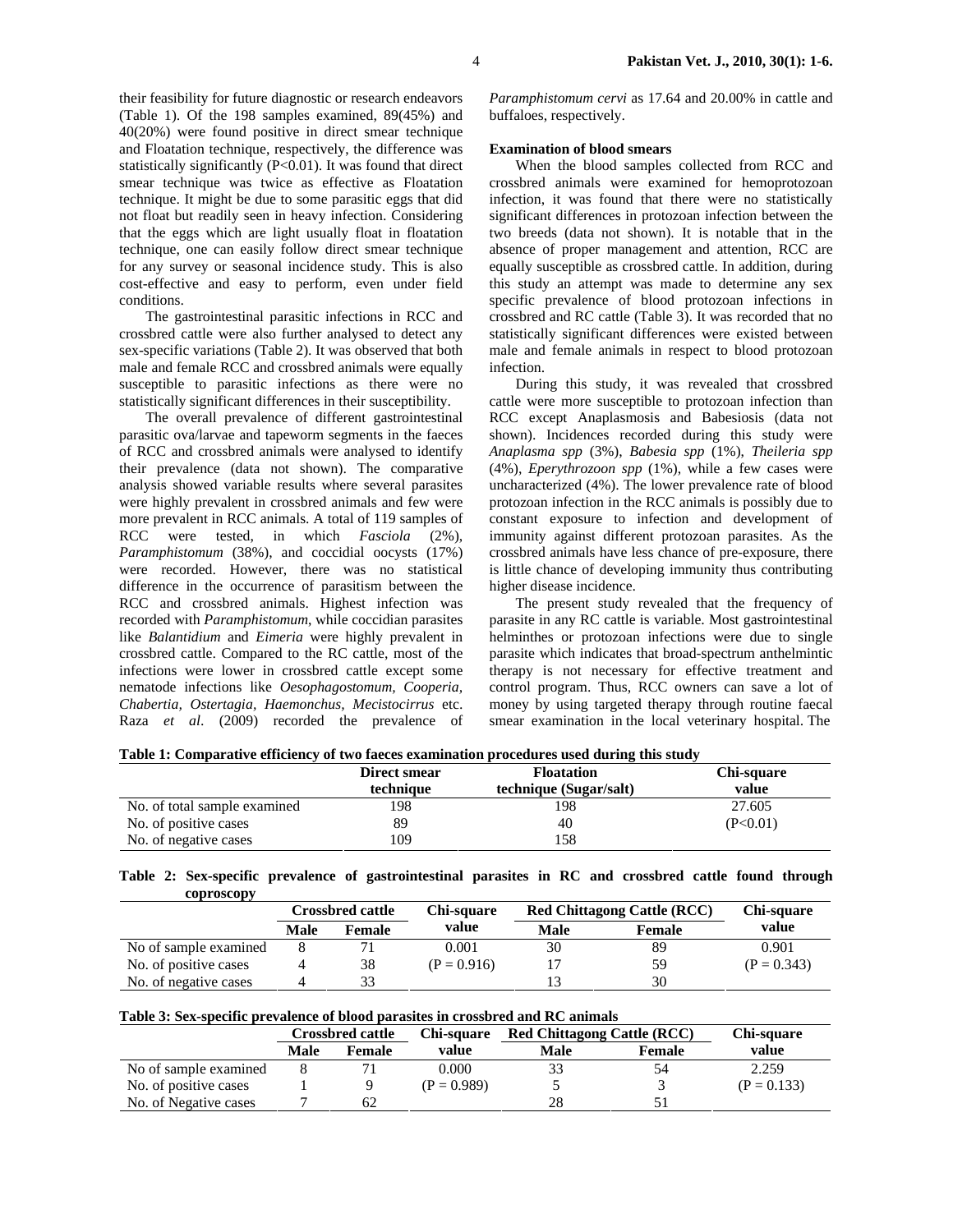their feasibility for future diagnostic or research endeavors (Table 1). Of the 198 samples examined, 89(45%) and 40(20%) were found positive in direct smear technique and Floatation technique, respectively, the difference was statistically significantly ($P<0.01$). It was found that direct smear technique was twice as effective as Floatation technique. It might be due to some parasitic eggs that did not float but readily seen in heavy infection. Considering that the eggs which are light usually float in floatation technique, one can easily follow direct smear technique for any survey or seasonal incidence study. This is also cost-effective and easy to perform, even under field conditions.

The gastrointestinal parasitic infections in RCC and crossbred cattle were also further analysed to detect any sex-specific variations (Table 2). It was observed that both male and female RCC and crossbred animals were equally susceptible to parasitic infections as there were no statistically significant differences in their susceptibility.

The overall prevalence of different gastrointestinal parasitic ova/larvae and tapeworm segments in the faeces of RCC and crossbred animals were analysed to identify their prevalence (data not shown). The comparative analysis showed variable results where several parasites were highly prevalent in crossbred animals and few were more prevalent in RCC animals. A total of 119 samples of RCC were tested, in which *Fasciola* (2%), *Paramphistomum* (38%), and coccidial oocysts (17%) were recorded. However, there was no statistical difference in the occurrence of parasitism between the RCC and crossbred animals. Highest infection was recorded with *Paramphistomum*, while coccidian parasites like *Balantidium* and *Eimeria* were highly prevalent in crossbred cattle. Compared to the RC cattle, most of the infections were lower in crossbred cattle except some nematode infections like *Oesophagostomum, Cooperia, Chabertia, Ostertagia, Haemonchus, Mecistocirrus* etc. Raza *et al*. (2009) recorded the prevalence of *Paramphistomum cervi* as 17.64 and 20.00% in cattle and buffaloes, respectively.

**Examination of blood smears**

When the blood samples collected from RCC and crossbred animals were examined for hemoprotozoan infection, it was found that there were no statistically significant differences in protozoan infection between the two breeds (data not shown). It is notable that in the absence of proper management and attention, RCC are equally susceptible as crossbred cattle. In addition, during this study an attempt was made to determine any sex specific prevalence of blood protozoan infections in crossbred and RC cattle (Table 3). It was recorded that no statistically significant differences were existed between male and female animals in respect to blood protozoan infection.

During this study, it was revealed that crossbred cattle were more susceptible to protozoan infection than RCC except Anaplasmosis and Babesiosis (data not shown). Incidences recorded during this study were *Anaplasma spp* (3%), *Babesia spp* (1%), *Theileria spp* (4%), *Eperythrozoon spp* (1%), while a few cases were uncharacterized (4%). The lower prevalence rate of blood protozoan infection in the RCC animals is possibly due to constant exposure to infection and development of immunity against different protozoan parasites. As the crossbred animals have less chance of pre-exposure, there is little chance of developing immunity thus contributing higher disease incidence.

The present study revealed that the frequency of parasite in any RC cattle is variable. Most gastrointestinal helminthes or protozoan infections were due to single parasite which indicates that broad-spectrum anthelmintic therapy is not necessary for effective treatment and control program. Thus, RCC owners can save a lot of money by using targeted therapy through routine faecal smear examination in the local veterinary hospital. The

**Table 1: Comparative efficiency of two faeces examination procedures used during this study**

| | Direct smear technique | Floatation technique (Sugar/salt) | Chi-square value |
|---|---|---|---|
| No. of total sample examined | 198 | 198 | 27.605 |
| No. of positive cases | 89 | 40 | ($P<0.01$) |
| No. of negative cases | 109 | 158 | |

**Table 2: Sex-specific prevalence of gastrointestinal parasites in RC and crossbred cattle found through coproscopy**

| | Crossbred cattle | | Chi-square value | Red Chittagong Cattle (RCC) | | Chi-square value |
|---|---|---|---|---|---|---|
| | Male | Female | | Male | Female | |
| No of sample examined | 8 | 71 | 0.001 | 30 | 89 | 0.901 |
| No. of positive cases | 4 | 38 | ($P = 0.916$) | 17 | 59 | ($P = 0.343$) |
| No. of negative cases | 4 | 33 | | 13 | 30 | |

**Table 3: Sex-specific prevalence of blood parasites in crossbred and RC animals**

| | Crossbred cattle | | Chi-square value | Red Chittagong Cattle (RCC) | | Chi-square value |
|---|---|---|---|---|---|---|
| | Male | Female | | Male | Female | |
| No of sample examined | 8 | 71 | 0.000 | 33 | 54 | 2.259 |
| No. of positive cases | 1 | 9 | ($P = 0.989$) | 5 | 3 | ($P = 0.133$) |
| No. of Negative cases | 7 | 62 | | 28 | 51 | |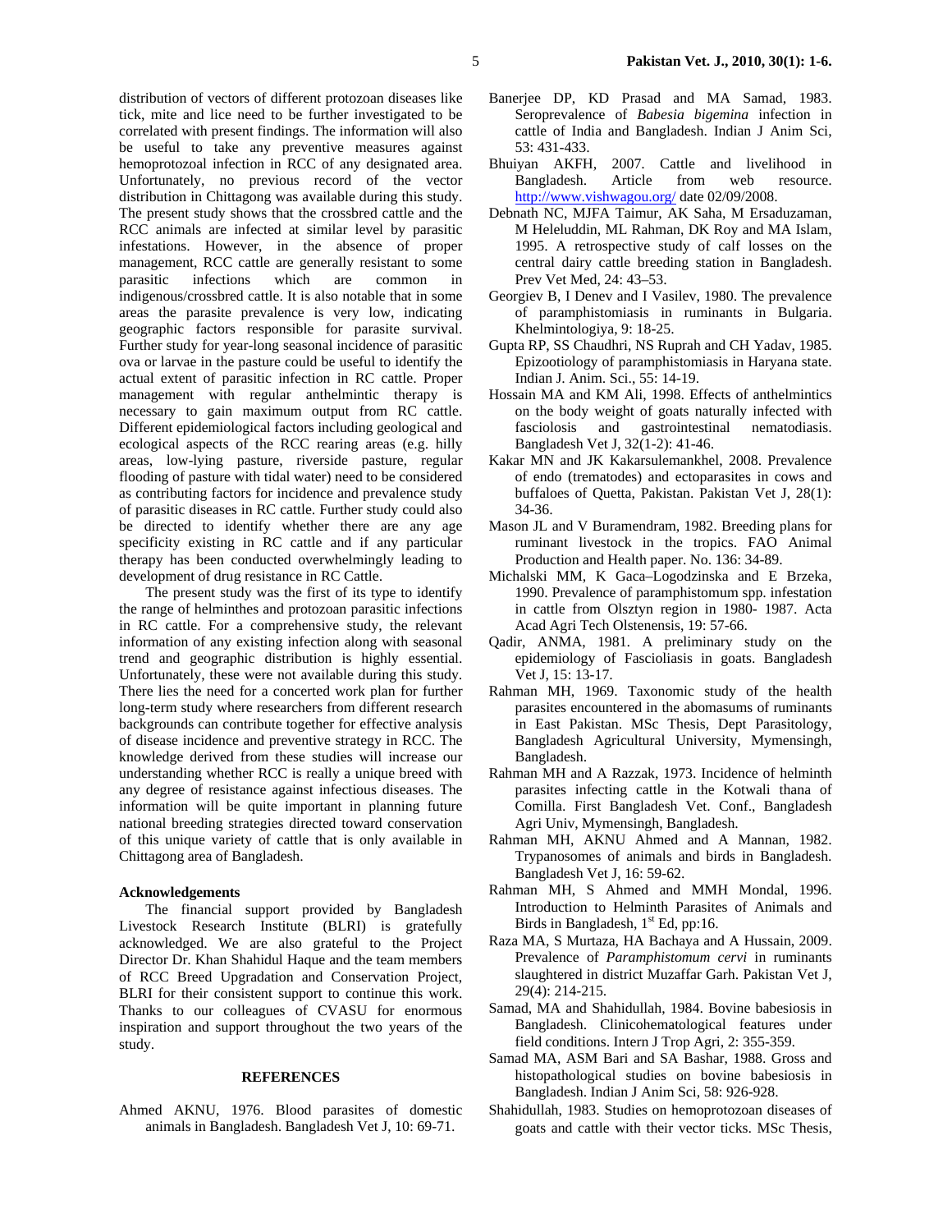distribution of vectors of different protozoan diseases like tick, mite and lice need to be further investigated to be correlated with present findings. The information will also be useful to take any preventive measures against hemoprotozoal infection in RCC of any designated area. Unfortunately, no previous record of the vector distribution in Chittagong was available during this study. The present study shows that the crossbred cattle and the RCC animals are infected at similar level by parasitic infestations. However, in the absence of proper management, RCC cattle are generally resistant to some parasitic infections which are common in indigenous/crossbred cattle. It is also notable that in some areas the parasite prevalence is very low, indicating geographic factors responsible for parasite survival. Further study for year-long seasonal incidence of parasitic ova or larvae in the pasture could be useful to identify the actual extent of parasitic infection in RC cattle. Proper management with regular anthelmintic therapy is necessary to gain maximum output from RC cattle. Different epidemiological factors including geological and ecological aspects of the RCC rearing areas (e.g. hilly areas, low-lying pasture, riverside pasture, regular flooding of pasture with tidal water) need to be considered as contributing factors for incidence and prevalence study of parasitic diseases in RC cattle. Further study could also be directed to identify whether there are any age specificity existing in RC cattle and if any particular therapy has been conducted overwhelmingly leading to development of drug resistance in RC Cattle.

The present study was the first of its type to identify the range of helminthes and protozoan parasitic infections in RC cattle. For a comprehensive study, the relevant information of any existing infection along with seasonal trend and geographic distribution is highly essential. Unfortunately, these were not available during this study. There lies the need for a concerted work plan for further long-term study where researchers from different research backgrounds can contribute together for effective analysis of disease incidence and preventive strategy in RCC. The knowledge derived from these studies will increase our understanding whether RCC is really a unique breed with any degree of resistance against infectious diseases. The information will be quite important in planning future national breeding strategies directed toward conservation of this unique variety of cattle that is only available in Chittagong area of Bangladesh.

**Acknowledgements**

The financial support provided by Bangladesh Livestock Research Institute (BLRI) is gratefully acknowledged. We are also grateful to the Project Director Dr. Khan Shahidul Haque and the team members of RCC Breed Upgradation and Conservation Project, BLRI for their consistent support to continue this work. Thanks to our colleagues of CVASU for enormous inspiration and support throughout the two years of the study.

## REFERENCES

Ahmed AKNU, 1976. Blood parasites of domestic animals in Bangladesh. Bangladesh Vet J, 10: 69-71.

Banerjee DP, KD Prasad and MA Samad, 1983. Seroprevalence of *Babesia bigemina* infection in cattle of India and Bangladesh. Indian J Anim Sci, 53: 431-433.

Bhuiyan AKFH, 2007. Cattle and livelihood in Bangladesh. Article from web resource. http://www.vishwagou.org/ date 02/09/2008.

Debnath NC, MJFA Taimur, AK Saha, M Ersaduzaman, M Heleluddin, ML Rahman, DK Roy and MA Islam, 1995. A retrospective study of calf losses on the central dairy cattle breeding station in Bangladesh. Prev Vet Med, 24: 43–53.

Georgiev B, I Denev and I Vasilev, 1980. The prevalence of paramphistomiasis in ruminants in Bulgaria. Khelmintologiya, 9: 18-25.

Gupta RP, SS Chaudhri, NS Ruprah and CH Yadav, 1985. Epizootiology of paramphistomiasis in Haryana state. Indian J. Anim. Sci., 55: 14-19.

Hossain MA and KM Ali, 1998. Effects of anthelmintics on the body weight of goats naturally infected with fasciolosis and gastrointestinal nematodiasis. Bangladesh Vet J, 32(1-2): 41-46.

Kakar MN and JK Kakarsulemankhel, 2008. Prevalence of endo (trematodes) and ectoparasites in cows and buffaloes of Quetta, Pakistan. Pakistan Vet J, 28(1): 34-36.

Mason JL and V Buramendram, 1982. Breeding plans for ruminant livestock in the tropics. FAO Animal Production and Health paper. No. 136: 34-89.

Michalski MM, K Gaca–Logodzinska and E Brzeka, 1990. Prevalence of paramphistomum spp. infestation in cattle from Olsztyn region in 1980- 1987. Acta Acad Agri Tech Olstenensis, 19: 57-66.

Qadir, ANMA, 1981. A preliminary study on the epidemiology of Fascioliasis in goats. Bangladesh Vet J, 15: 13-17.

Rahman MH, 1969. Taxonomic study of the health parasites encountered in the abomasums of ruminants in East Pakistan. MSc Thesis, Dept Parasitology, Bangladesh Agricultural University, Mymensingh, Bangladesh.

Rahman MH and A Razzak, 1973. Incidence of helminth parasites infecting cattle in the Kotwali thana of Comilla. First Bangladesh Vet. Conf., Bangladesh Agri Univ, Mymensingh, Bangladesh.

Rahman MH, AKNU Ahmed and A Mannan, 1982. Trypanosomes of animals and birds in Bangladesh. Bangladesh Vet J, 16: 59-62.

Rahman MH, S Ahmed and MMH Mondal, 1996. Introduction to Helminth Parasites of Animals and Birds in Bangladesh, 1st Ed, pp:16.

Raza MA, S Murtaza, HA Bachaya and A Hussain, 2009. Prevalence of *Paramphistomum cervi* in ruminants slaughtered in district Muzaffar Garh. Pakistan Vet J, 29(4): 214-215.

Samad, MA and Shahidullah, 1984. Bovine babesiosis in Bangladesh. Clinicohematological features under field conditions. Intern J Trop Agri, 2: 355-359.

Samad MA, ASM Bari and SA Bashar, 1988. Gross and histopathological studies on bovine babesiosis in Bangladesh. Indian J Anim Sci, 58: 926-928.

Shahidullah, 1983. Studies on hemoprotozoan diseases of goats and cattle with their vector ticks. MSc Thesis,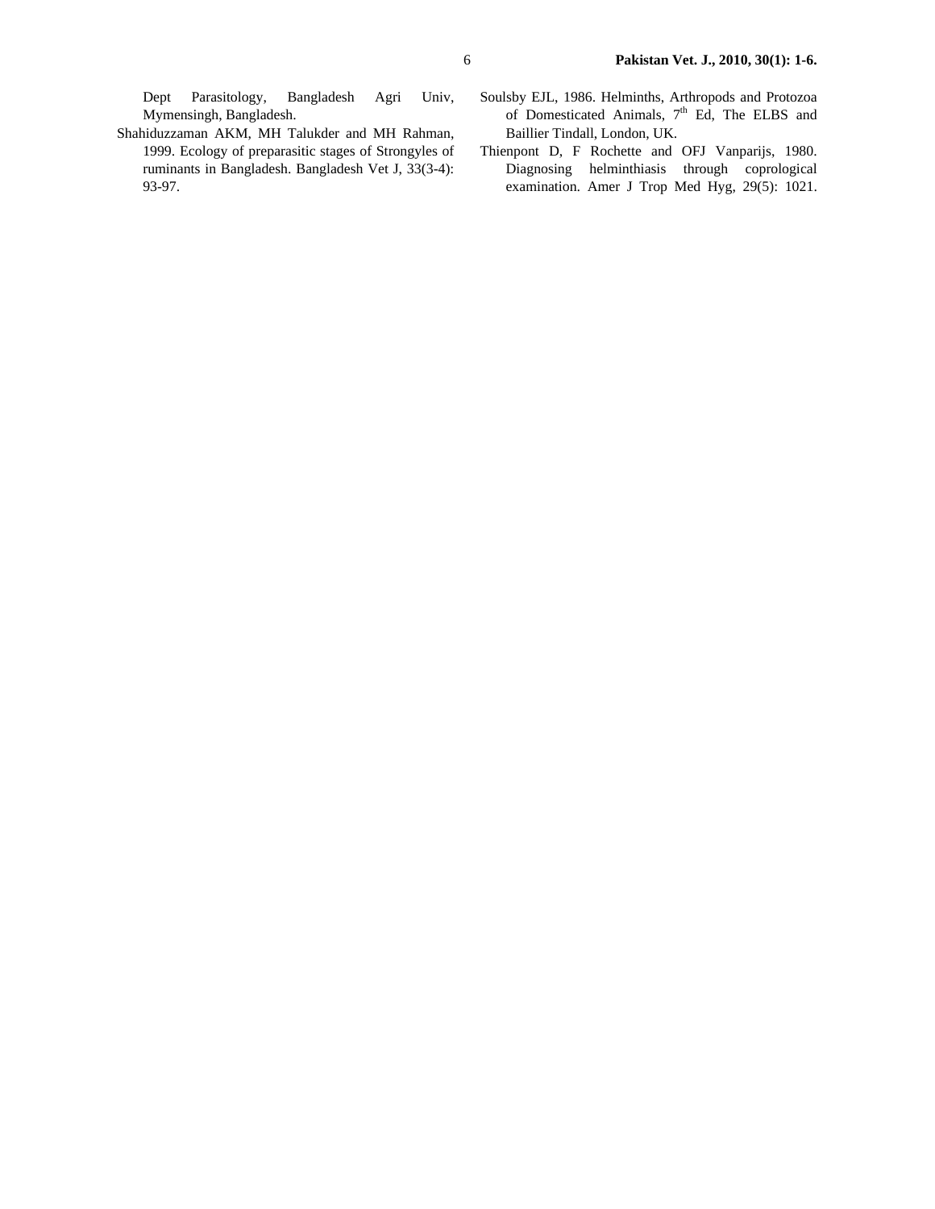Dept Parasitology, Bangladesh Agri Univ, Mymensingh, Bangladesh.

Shahiduzzaman AKM, MH Talukder and MH Rahman, 1999. Ecology of preparasitic stages of Strongyles of ruminants in Bangladesh. Bangladesh Vet J, 33(3-4): 93-97.

Soulsby EJL, 1986. Helminths, Arthropods and Protozoa of Domesticated Animals, 7th Ed, The ELBS and Baillier Tindall, London, UK.

Thienpont D, F Rochette and OFJ Vanparijs, 1980. Diagnosing helminthiasis through coprological examination. Amer J Trop Med Hyg, 29(5): 1021.